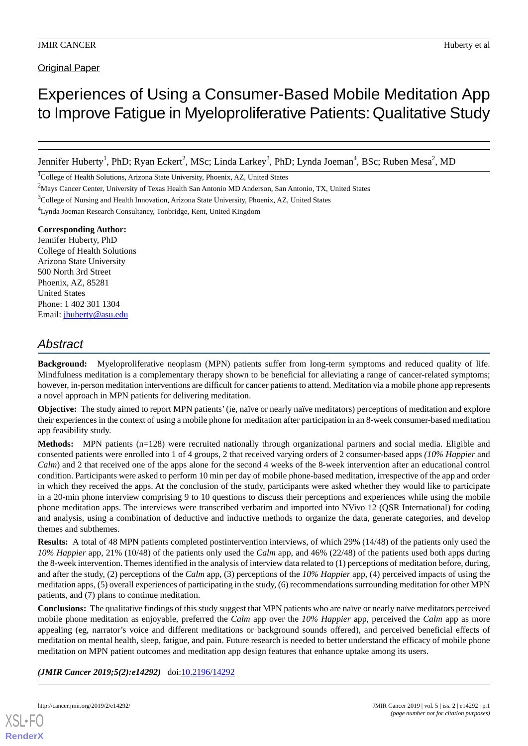Original Paper

# Experiences of Using a Consumer-Based Mobile Meditation App to Improve Fatigue in Myeloproliferative Patients: Qualitative Study

Jennifer Huberty[1], PhD; Ryan Eckert[2], MSc; Linda Larkey[3], PhD; Lynda Joeman[4], BSc; Ruben Mesa[2], MD

[1]College of Health Solutions, Arizona State University, Phoenix, AZ, United States

[2]Mays Cancer Center, University of Texas Health San Antonio MD Anderson, San Antonio, TX, United States

[3]College of Nursing and Health Innovation, Arizona State University, Phoenix, AZ, United States

[4]Lynda Joeman Research Consultancy, Tonbridge, Kent, United Kingdom

**Corresponding Author:**
Jennifer Huberty, PhD
College of Health Solutions
Arizona State University
500 North 3rd Street
Phoenix, AZ, 85281
United States
Phone: 1 402 301 1304
Email: jhuberty@asu.edu

## Abstract

**Background:** Myeloproliferative neoplasm (MPN) patients suffer from long-term symptoms and reduced quality of life. Mindfulness meditation is a complementary therapy shown to be beneficial for alleviating a range of cancer-related symptoms; however, in-person meditation interventions are difficult for cancer patients to attend. Meditation via a mobile phone app represents a novel approach in MPN patients for delivering meditation.

**Objective:** The study aimed to report MPN patients' (ie, naïve or nearly naïve meditators) perceptions of meditation and explore their experiences in the context of using a mobile phone for meditation after participation in an 8-week consumer-based meditation app feasibility study.

**Methods:** MPN patients (n=128) were recruited nationally through organizational partners and social media. Eligible and consented patients were enrolled into 1 of 4 groups, 2 that received varying orders of 2 consumer-based apps *(10% Happier* and *Calm*) and 2 that received one of the apps alone for the second 4 weeks of the 8-week intervention after an educational control condition. Participants were asked to perform 10 min per day of mobile phone-based meditation, irrespective of the app and order in which they received the apps. At the conclusion of the study, participants were asked whether they would like to participate in a 20-min phone interview comprising 9 to 10 questions to discuss their perceptions and experiences while using the mobile phone meditation apps. The interviews were transcribed verbatim and imported into NVivo 12 (QSR International) for coding and analysis, using a combination of deductive and inductive methods to organize the data, generate categories, and develop themes and subthemes.

**Results:** A total of 48 MPN patients completed postintervention interviews, of which 29% (14/48) of the patients only used the *10% Happier* app, 21% (10/48) of the patients only used the *Calm* app, and 46% (22/48) of the patients used both apps during the 8-week intervention. Themes identified in the analysis of interview data related to (1) perceptions of meditation before, during, and after the study, (2) perceptions of the *Calm* app, (3) perceptions of the *10% Happier* app, (4) perceived impacts of using the meditation apps, (5) overall experiences of participating in the study, (6) recommendations surrounding meditation for other MPN patients, and (7) plans to continue meditation.

**Conclusions:** The qualitative findings of this study suggest that MPN patients who are naïve or nearly naïve meditators perceived mobile phone meditation as enjoyable, preferred the *Calm* app over the *10% Happier* app, perceived the *Calm* app as more appealing (eg, narrator's voice and different meditations or background sounds offered), and perceived beneficial effects of meditation on mental health, sleep, fatigue, and pain. Future research is needed to better understand the efficacy of mobile phone meditation on MPN patient outcomes and meditation app design features that enhance uptake among its users.

***(JMIR Cancer 2019;5(2):e14292)*** doi:10.2196/14292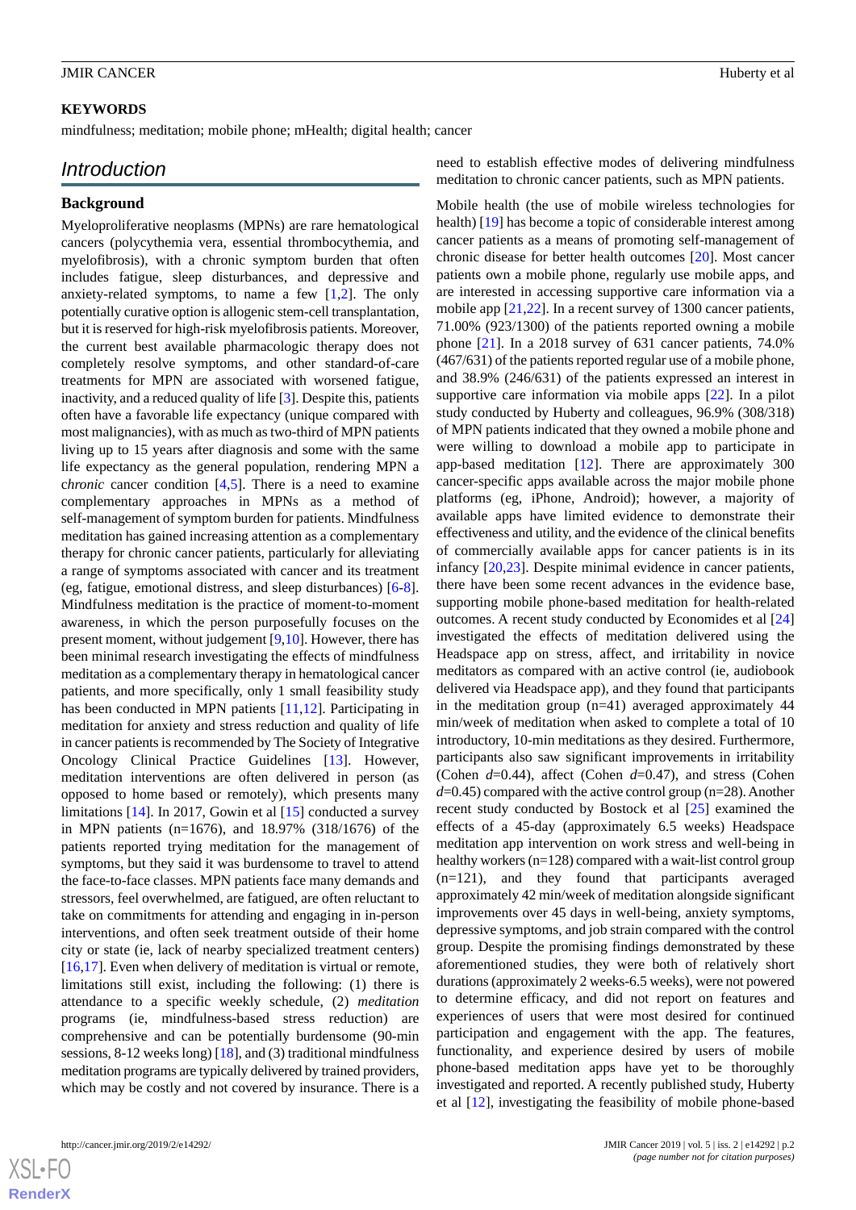**KEYWORDS**

mindfulness; meditation; mobile phone; mHealth; digital health; cancer

## Introduction

### Background

Myeloproliferative neoplasms (MPNs) are rare hematological cancers (polycythemia vera, essential thrombocythemia, and myelofibrosis), with a chronic symptom burden that often includes fatigue, sleep disturbances, and depressive and anxiety-related symptoms, to name a few [1,2]. The only potentially curative option is allogenic stem-cell transplantation, but it is reserved for high-risk myelofibrosis patients. Moreover, the current best available pharmacologic therapy does not completely resolve symptoms, and other standard-of-care treatments for MPN are associated with worsened fatigue, inactivity, and a reduced quality of life [3]. Despite this, patients often have a favorable life expectancy (unique compared with most malignancies), with as much as two-third of MPN patients living up to 15 years after diagnosis and some with the same life expectancy as the general population, rendering MPN a c*hronic* cancer condition [4,5]. There is a need to examine complementary approaches in MPNs as a method of self-management of symptom burden for patients. Mindfulness meditation has gained increasing attention as a complementary therapy for chronic cancer patients, particularly for alleviating a range of symptoms associated with cancer and its treatment (eg, fatigue, emotional distress, and sleep disturbances) [6-8]. Mindfulness meditation is the practice of moment-to-moment awareness, in which the person purposefully focuses on the present moment, without judgement [9,10]. However, there has been minimal research investigating the effects of mindfulness meditation as a complementary therapy in hematological cancer patients, and more specifically, only 1 small feasibility study has been conducted in MPN patients [11,12]. Participating in meditation for anxiety and stress reduction and quality of life in cancer patients is recommended by The Society of Integrative Oncology Clinical Practice Guidelines [13]. However, meditation interventions are often delivered in person (as opposed to home based or remotely), which presents many limitations [14]. In 2017, Gowin et al [15] conducted a survey in MPN patients (n=1676), and 18.97% (318/1676) of the patients reported trying meditation for the management of symptoms, but they said it was burdensome to travel to attend the face-to-face classes. MPN patients face many demands and stressors, feel overwhelmed, are fatigued, are often reluctant to take on commitments for attending and engaging in in-person interventions, and often seek treatment outside of their home city or state (ie, lack of nearby specialized treatment centers) [16,17]. Even when delivery of meditation is virtual or remote, limitations still exist, including the following: (1) there is attendance to a specific weekly schedule, (2) *meditation* programs (ie, mindfulness-based stress reduction) are comprehensive and can be potentially burdensome (90-min sessions, 8-12 weeks long) [18], and (3) traditional mindfulness meditation programs are typically delivered by trained providers, which may be costly and not covered by insurance. There is a need to establish effective modes of delivering mindfulness meditation to chronic cancer patients, such as MPN patients.

Mobile health (the use of mobile wireless technologies for health) [19] has become a topic of considerable interest among cancer patients as a means of promoting self-management of chronic disease for better health outcomes [20]. Most cancer patients own a mobile phone, regularly use mobile apps, and are interested in accessing supportive care information via a mobile app [21,22]. In a recent survey of 1300 cancer patients, 71.00% (923/1300) of the patients reported owning a mobile phone [21]. In a 2018 survey of 631 cancer patients, 74.0% (467/631) of the patients reported regular use of a mobile phone, and 38.9% (246/631) of the patients expressed an interest in supportive care information via mobile apps [22]. In a pilot study conducted by Huberty and colleagues, 96.9% (308/318) of MPN patients indicated that they owned a mobile phone and were willing to download a mobile app to participate in app-based meditation [12]. There are approximately 300 cancer-specific apps available across the major mobile phone platforms (eg, iPhone, Android); however, a majority of available apps have limited evidence to demonstrate their effectiveness and utility, and the evidence of the clinical benefits of commercially available apps for cancer patients is in its infancy [20,23]. Despite minimal evidence in cancer patients, there have been some recent advances in the evidence base, supporting mobile phone-based meditation for health-related outcomes. A recent study conducted by Economides et al [24] investigated the effects of meditation delivered using the Headspace app on stress, affect, and irritability in novice meditators as compared with an active control (ie, audiobook delivered via Headspace app), and they found that participants in the meditation group (n=41) averaged approximately 44 min/week of meditation when asked to complete a total of 10 introductory, 10-min meditations as they desired. Furthermore, participants also saw significant improvements in irritability (Cohen $d$=0.44), affect (Cohen $d$=0.47), and stress (Cohen $d$=0.45) compared with the active control group (n=28). Another recent study conducted by Bostock et al [25] examined the effects of a 45-day (approximately 6.5 weeks) Headspace meditation app intervention on work stress and well-being in healthy workers (n=128) compared with a wait-list control group (n=121), and they found that participants averaged approximately 42 min/week of meditation alongside significant improvements over 45 days in well-being, anxiety symptoms, depressive symptoms, and job strain compared with the control group. Despite the promising findings demonstrated by these aforementioned studies, they were both of relatively short durations (approximately 2 weeks-6.5 weeks), were not powered to determine efficacy, and did not report on features and experiences of users that were most desired for continued participation and engagement with the app. The features, functionality, and experience desired by users of mobile phone-based meditation apps have yet to be thoroughly investigated and reported. A recently published study, Huberty et al [12], investigating the feasibility of mobile phone-based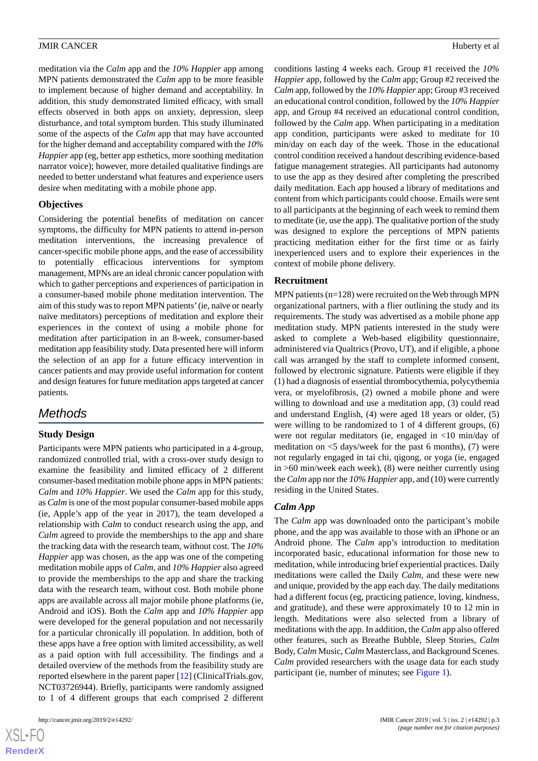meditation via the *Calm* app and the *10% Happier* app among MPN patients demonstrated the *Calm* app to be more feasible to implement because of higher demand and acceptability. In addition, this study demonstrated limited efficacy, with small effects observed in both apps on anxiety, depression, sleep disturbance, and total symptom burden. This study illuminated some of the aspects of the *Calm* app that may have accounted for the higher demand and acceptability compared with the *10% Happier* app (eg, better app esthetics, more soothing meditation narrator voice); however, more detailed qualitative findings are needed to better understand what features and experience users desire when meditating with a mobile phone app.

### Objectives

Considering the potential benefits of meditation on cancer symptoms, the difficulty for MPN patients to attend in-person meditation interventions, the increasing prevalence of cancer-specific mobile phone apps, and the ease of accessibility to potentially efficacious interventions for symptom management, MPNs are an ideal chronic cancer population with which to gather perceptions and experiences of participation in a consumer-based mobile phone meditation intervention. The aim of this study was to report MPN patients' (ie, naïve or nearly naïve meditators) perceptions of meditation and explore their experiences in the context of using a mobile phone for meditation after participation in an 8-week, consumer-based meditation app feasibility study. Data presented here will inform the selection of an app for a future efficacy intervention in cancer patients and may provide useful information for content and design features for future meditation apps targeted at cancer patients.

## Methods

### Study Design

Participants were MPN patients who participated in a 4-group, randomized controlled trial, with a cross-over study design to examine the feasibility and limited efficacy of 2 different consumer-based meditation mobile phone apps in MPN patients: *Calm* and *10% Happier*. We used the *Calm* app for this study, as *Calm* is one of the most popular consumer-based mobile apps (ie, Apple's app of the year in 2017), the team developed a relationship with *Calm* to conduct research using the app, and *Calm* agreed to provide the memberships to the app and share the tracking data with the research team, without cost. The *10% Happier* app was chosen, as the app was one of the competing meditation mobile apps of *Calm*, and *10% Happier* also agreed to provide the memberships to the app and share the tracking data with the research team, without cost. Both mobile phone apps are available across all major mobile phone platforms (ie, Android and iOS). Both the *Calm* app and *10% Happier* app were developed for the general population and not necessarily for a particular chronically ill population. In addition, both of these apps have a free option with limited accessibility, as well as a paid option with full accessibility. The findings and a detailed overview of the methods from the feasibility study are reported elsewhere in the parent paper [12] (ClinicalTrials.gov, NCT03726944). Briefly, participants were randomly assigned to 1 of 4 different groups that each comprised 2 different conditions lasting 4 weeks each. Group #1 received the *10% Happier* app, followed by the *Calm* app; Group #2 received the *Calm* app, followed by the *10% Happier* app; Group #3 received an educational control condition, followed by the *10% Happier* app, and Group #4 received an educational control condition, followed by the *Calm* app. When participating in a meditation app condition, participants were asked to meditate for 10 min/day on each day of the week. Those in the educational control condition received a handout describing evidence-based fatigue management strategies. All participants had autonomy to use the app as they desired after completing the prescribed daily meditation. Each app housed a library of meditations and content from which participants could choose. Emails were sent to all participants at the beginning of each week to remind them to meditate (ie, use the app). The qualitative portion of the study was designed to explore the perceptions of MPN patients practicing meditation either for the first time or as fairly inexperienced users and to explore their experiences in the context of mobile phone delivery.

### Recruitment

MPN patients (n=128) were recruited on the Web through MPN organizational partners, with a flier outlining the study and its requirements. The study was advertised as a mobile phone app meditation study. MPN patients interested in the study were asked to complete a Web-based eligibility questionnaire, administered via Qualtrics (Provo, UT), and if eligible, a phone call was arranged by the staff to complete informed consent, followed by electronic signature. Patients were eligible if they (1) had a diagnosis of essential thrombocythemia, polycythemia vera, or myelofibrosis, (2) owned a mobile phone and were willing to download and use a meditation app, (3) could read and understand English, (4) were aged 18 years or older, (5) were willing to be randomized to 1 of 4 different groups, (6) were not regular meditators (ie, engaged in <10 min/day of meditation on <5 days/week for the past 6 months), (7) were not regularly engaged in tai chi, qigong, or yoga (ie, engaged in >60 min/week each week), (8) were neither currently using the *Calm* app nor the *10% Happier* app, and (10) were currently residing in the United States.

### *Calm* App

The *Calm* app was downloaded onto the participant's mobile phone, and the app was available to those with an iPhone or an Android phone. The *Calm* app's introduction to meditation incorporated basic, educational information for those new to meditation, while introducing brief experiential practices. Daily meditations were called the Daily *Calm*, and these were new and unique, provided by the app each day. The daily meditations had a different focus (eg, practicing patience, loving, kindness, and gratitude), and these were approximately 10 to 12 min in length. Meditations were also selected from a library of meditations with the app. In addition, the *Calm* app also offered other features, such as Breathe Bubble, Sleep Stories, *Calm* Body, *Calm* Music, *Calm* Masterclass, and Background Scenes. *Calm* provided researchers with the usage data for each study participant (ie, number of minutes; see Figure 1).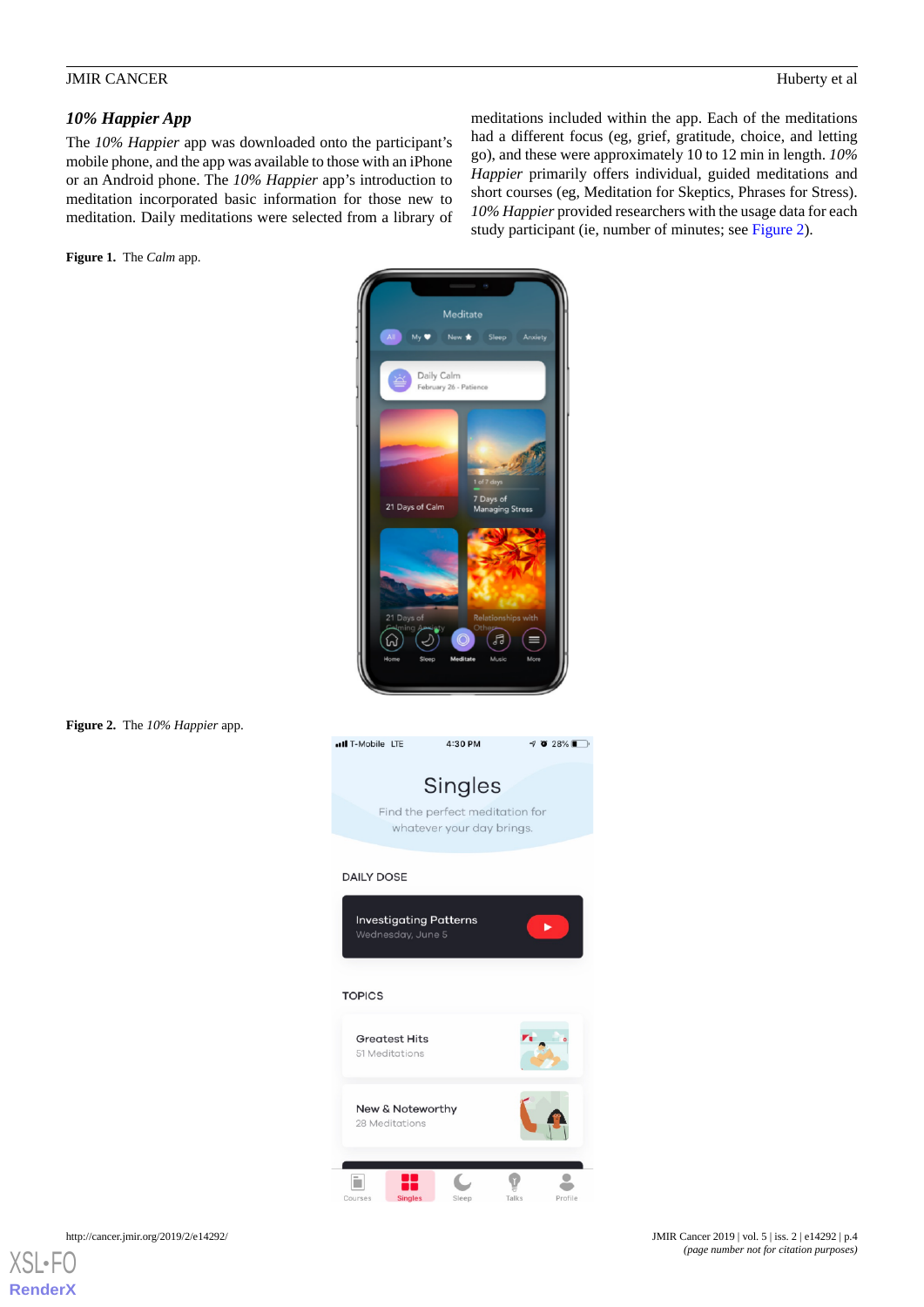### *10% Happier App*

The *10% Happier* app was downloaded onto the participant's mobile phone, and the app was available to those with an iPhone or an Android phone. The *10% Happier* app's introduction to meditation incorporated basic information for those new to meditation. Daily meditations were selected from a library of meditations included within the app. Each of the meditations had a different focus (eg, grief, gratitude, choice, and letting go), and these were approximately 10 to 12 min in length. *10% Happier* primarily offers individual, guided meditations and short courses (eg, Meditation for Skeptics, Phrases for Stress). *10% Happier* provided researchers with the usage data for each study participant (ie, number of minutes; see Figure 2).

**Figure 1.** The *Calm* app.

**Figure 2.** The *10% Happier* app.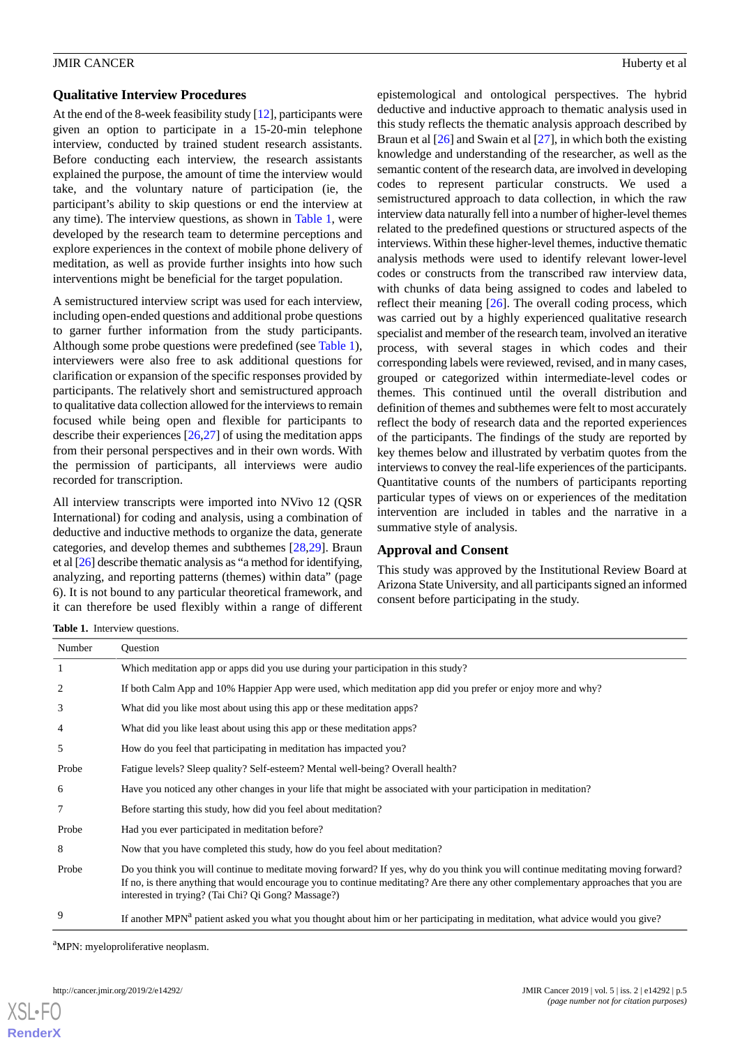## Qualitative Interview Procedures

At the end of the 8-week feasibility study [12], participants were given an option to participate in a 15-20-min telephone interview, conducted by trained student research assistants. Before conducting each interview, the research assistants explained the purpose, the amount of time the interview would take, and the voluntary nature of participation (ie, the participant's ability to skip questions or end the interview at any time). The interview questions, as shown in Table 1, were developed by the research team to determine perceptions and explore experiences in the context of mobile phone delivery of meditation, as well as provide further insights into how such interventions might be beneficial for the target population.

A semistructured interview script was used for each interview, including open-ended questions and additional probe questions to garner further information from the study participants. Although some probe questions were predefined (see Table 1), interviewers were also free to ask additional questions for clarification or expansion of the specific responses provided by participants. The relatively short and semistructured approach to qualitative data collection allowed for the interviews to remain focused while being open and flexible for participants to describe their experiences [26,27] of using the meditation apps from their personal perspectives and in their own words. With the permission of participants, all interviews were audio recorded for transcription.

All interview transcripts were imported into NVivo 12 (QSR International) for coding and analysis, using a combination of deductive and inductive methods to organize the data, generate categories, and develop themes and subthemes [28,29]. Braun et al [26] describe thematic analysis as "a method for identifying, analyzing, and reporting patterns (themes) within data" (page 6). It is not bound to any particular theoretical framework, and it can therefore be used flexibly within a range of different epistemological and ontological perspectives. The hybrid deductive and inductive approach to thematic analysis used in this study reflects the thematic analysis approach described by Braun et al [26] and Swain et al [27], in which both the existing knowledge and understanding of the researcher, as well as the semantic content of the research data, are involved in developing codes to represent particular constructs. We used a semistructured approach to data collection, in which the raw interview data naturally fell into a number of higher-level themes related to the predefined questions or structured aspects of the interviews. Within these higher-level themes, inductive thematic analysis methods were used to identify relevant lower-level codes or constructs from the transcribed raw interview data, with chunks of data being assigned to codes and labeled to reflect their meaning [26]. The overall coding process, which was carried out by a highly experienced qualitative research specialist and member of the research team, involved an iterative process, with several stages in which codes and their corresponding labels were reviewed, revised, and in many cases, grouped or categorized within intermediate-level codes or themes. This continued until the overall distribution and definition of themes and subthemes were felt to most accurately reflect the body of research data and the reported experiences of the participants. The findings of the study are reported by key themes below and illustrated by verbatim quotes from the interviews to convey the real-life experiences of the participants. Quantitative counts of the numbers of participants reporting particular types of views on or experiences of the meditation intervention are included in tables and the narrative in a summative style of analysis.

## Approval and Consent

This study was approved by the Institutional Review Board at Arizona State University, and all participants signed an informed consent before participating in the study.

**Table 1.** Interview questions.

| Number | Question |
|---|---|
| 1 | Which meditation app or apps did you use during your participation in this study? |
| 2 | If both Calm App and 10% Happier App were used, which meditation app did you prefer or enjoy more and why? |
| 3 | What did you like most about using this app or these meditation apps? |
| 4 | What did you like least about using this app or these meditation apps? |
| 5 | How do you feel that participating in meditation has impacted you? |
| Probe | Fatigue levels? Sleep quality? Self-esteem? Mental well-being? Overall health? |
| 6 | Have you noticed any other changes in your life that might be associated with your participation in meditation? |
| 7 | Before starting this study, how did you feel about meditation? |
| Probe | Had you ever participated in meditation before? |
| 8 | Now that you have completed this study, how do you feel about meditation? |
| Probe | Do you think you will continue to meditate moving forward? If yes, why do you think you will continue meditating moving forward? If no, is there anything that would encourage you to continue meditating? Are there any other complementary approaches that you are interested in trying? (Tai Chi? Qi Gong? Massage?) |
| 9 | If another MPN[a] patient asked you what you thought about him or her participating in meditation, what advice would you give? |

[a]MPN: myeloproliferative neoplasm.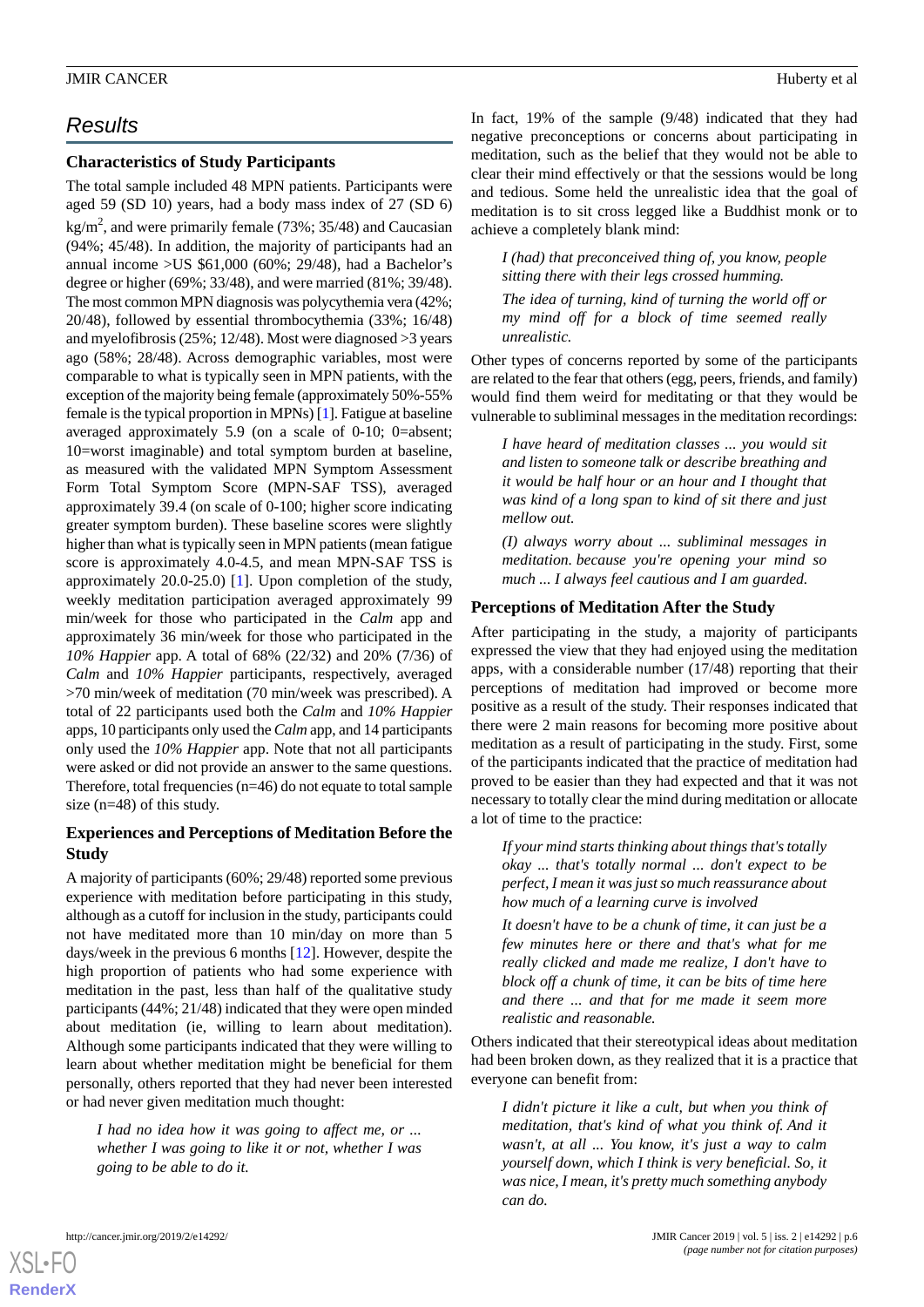## Results

### Characteristics of Study Participants

The total sample included 48 MPN patients. Participants were aged 59 (SD 10) years, had a body mass index of 27 (SD 6) $kg/m^2$, and were primarily female (73%; 35/48) and Caucasian (94%; 45/48). In addition, the majority of participants had an annual income >US $61,000 (60%; 29/48), had a Bachelor's degree or higher (69%; 33/48), and were married (81%; 39/48). The most common MPN diagnosis was polycythemia vera (42%; 20/48), followed by essential thrombocythemia (33%; 16/48) and myelofibrosis (25%; 12/48). Most were diagnosed >3 years ago (58%; 28/48). Across demographic variables, most were comparable to what is typically seen in MPN patients, with the exception of the majority being female (approximately 50%-55% female is the typical proportion in MPNs) [1]. Fatigue at baseline averaged approximately 5.9 (on a scale of 0-10; 0=absent; 10=worst imaginable) and total symptom burden at baseline, as measured with the validated MPN Symptom Assessment Form Total Symptom Score (MPN-SAF TSS), averaged approximately 39.4 (on scale of 0-100; higher score indicating greater symptom burden). These baseline scores were slightly higher than what is typically seen in MPN patients (mean fatigue score is approximately 4.0-4.5, and mean MPN-SAF TSS is approximately 20.0-25.0) [1]. Upon completion of the study, weekly meditation participation averaged approximately 99 min/week for those who participated in the *Calm* app and approximately 36 min/week for those who participated in the *10% Happier* app. A total of 68% (22/32) and 20% (7/36) of *Calm* and *10% Happier* participants, respectively, averaged >70 min/week of meditation (70 min/week was prescribed). A total of 22 participants used both the *Calm* and *10% Happier* apps, 10 participants only used the *Calm* app, and 14 participants only used the *10% Happier* app. Note that not all participants were asked or did not provide an answer to the same questions. Therefore, total frequencies (n=46) do not equate to total sample size (n=48) of this study.

### Experiences and Perceptions of Meditation Before the Study

A majority of participants (60%; 29/48) reported some previous experience with meditation before participating in this study, although as a cutoff for inclusion in the study, participants could not have meditated more than 10 min/day on more than 5 days/week in the previous 6 months [12]. However, despite the high proportion of patients who had some experience with meditation in the past, less than half of the qualitative study participants (44%; 21/48) indicated that they were open minded about meditation (ie, willing to learn about meditation). Although some participants indicated that they were willing to learn about whether meditation might be beneficial for them personally, others reported that they had never been interested or had never given meditation much thought:

> *I had no idea how it was going to affect me, or ... whether I was going to like it or not, whether I was going to be able to do it.*

In fact, 19% of the sample (9/48) indicated that they had negative preconceptions or concerns about participating in meditation, such as the belief that they would not be able to clear their mind effectively or that the sessions would be long and tedious. Some held the unrealistic idea that the goal of meditation is to sit cross legged like a Buddhist monk or to achieve a completely blank mind:

> *I (had) that preconceived thing of, you know, people sitting there with their legs crossed humming.*
>
> *The idea of turning, kind of turning the world off or my mind off for a block of time seemed really unrealistic.*

Other types of concerns reported by some of the participants are related to the fear that others (egg, peers, friends, and family) would find them weird for meditating or that they would be vulnerable to subliminal messages in the meditation recordings:

> *I have heard of meditation classes ... you would sit and listen to someone talk or describe breathing and it would be half hour or an hour and I thought that was kind of a long span to kind of sit there and just mellow out.*
>
> *(I) always worry about ... subliminal messages in meditation. because you're opening your mind so much ... I always feel cautious and I am guarded.*

### Perceptions of Meditation After the Study

After participating in the study, a majority of participants expressed the view that they had enjoyed using the meditation apps, with a considerable number (17/48) reporting that their perceptions of meditation had improved or become more positive as a result of the study. Their responses indicated that there were 2 main reasons for becoming more positive about meditation as a result of participating in the study. First, some of the participants indicated that the practice of meditation had proved to be easier than they had expected and that it was not necessary to totally clear the mind during meditation or allocate a lot of time to the practice:

> *If your mind starts thinking about things that's totally okay ... that's totally normal ... don't expect to be perfect, I mean it was just so much reassurance about how much of a learning curve is involved*
>
> *It doesn't have to be a chunk of time, it can just be a few minutes here or there and that's what for me really clicked and made me realize, I don't have to block off a chunk of time, it can be bits of time here and there ... and that for me made it seem more realistic and reasonable.*

Others indicated that their stereotypical ideas about meditation had been broken down, as they realized that it is a practice that everyone can benefit from:

> *I didn't picture it like a cult, but when you think of meditation, that's kind of what you think of. And it wasn't, at all ... You know, it's just a way to calm yourself down, which I think is very beneficial. So, it was nice, I mean, it's pretty much something anybody can do.*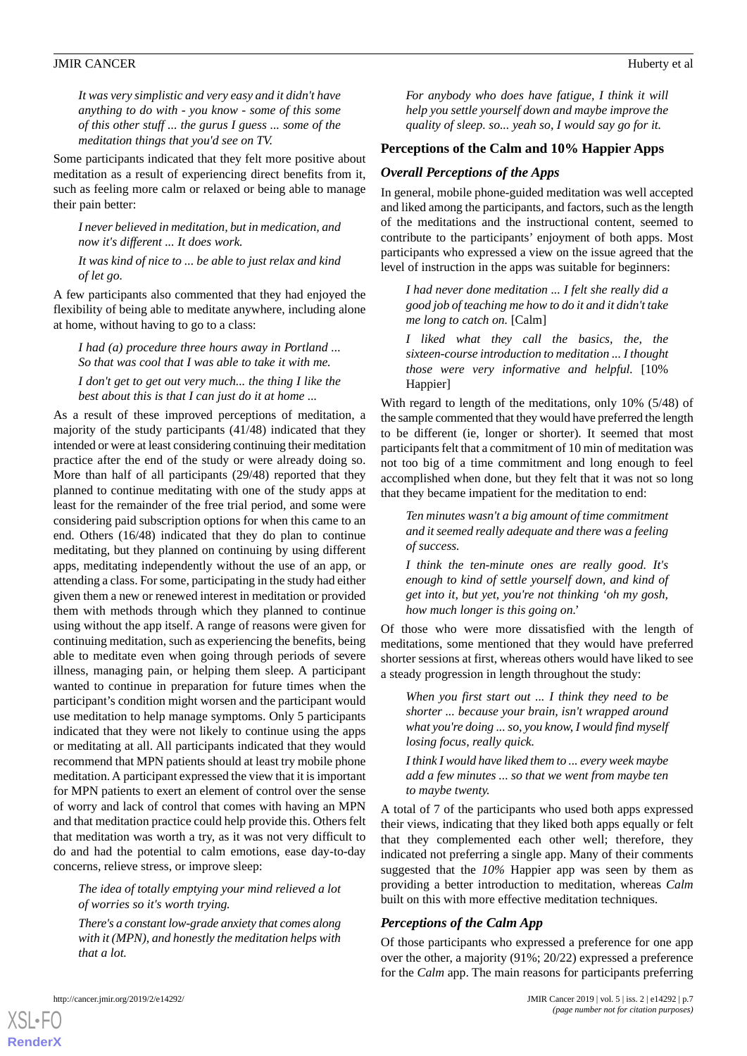> *It was very simplistic and very easy and it didn't have anything to do with - you know - some of this some of this other stuff ... the gurus I guess ... some of the meditation things that you'd see on TV.*

Some participants indicated that they felt more positive about meditation as a result of experiencing direct benefits from it, such as feeling more calm or relaxed or being able to manage their pain better:

> *I never believed in meditation, but in medication, and now it's different ... It does work.*

> *It was kind of nice to ... be able to just relax and kind of let go.*

A few participants also commented that they had enjoyed the flexibility of being able to meditate anywhere, including alone at home, without having to go to a class:

> *I had (a) procedure three hours away in Portland ... So that was cool that I was able to take it with me.*

> *I don't get to get out very much... the thing I like the best about this is that I can just do it at home ...*

As a result of these improved perceptions of meditation, a majority of the study participants (41/48) indicated that they intended or were at least considering continuing their meditation practice after the end of the study or were already doing so. More than half of all participants (29/48) reported that they planned to continue meditating with one of the study apps at least for the remainder of the free trial period, and some were considering paid subscription options for when this came to an end. Others (16/48) indicated that they do plan to continue meditating, but they planned on continuing by using different apps, meditating independently without the use of an app, or attending a class. For some, participating in the study had either given them a new or renewed interest in meditation or provided them with methods through which they planned to continue using without the app itself. A range of reasons were given for continuing meditation, such as experiencing the benefits, being able to meditate even when going through periods of severe illness, managing pain, or helping them sleep. A participant wanted to continue in preparation for future times when the participant's condition might worsen and the participant would use meditation to help manage symptoms. Only 5 participants indicated that they were not likely to continue using the apps or meditating at all. All participants indicated that they would recommend that MPN patients should at least try mobile phone meditation. A participant expressed the view that it is important for MPN patients to exert an element of control over the sense of worry and lack of control that comes with having an MPN and that meditation practice could help provide this. Others felt that meditation was worth a try, as it was not very difficult to do and had the potential to calm emotions, ease day-to-day concerns, relieve stress, or improve sleep:

> *The idea of totally emptying your mind relieved a lot of worries so it's worth trying.*

> *There's a constant low-grade anxiety that comes along with it (MPN), and honestly the meditation helps with that a lot.*

> *For anybody who does have fatigue, I think it will help you settle yourself down and maybe improve the quality of sleep. so... yeah so, I would say go for it.*

### Perceptions of the Calm and 10% Happier Apps

#### *Overall Perceptions of the Apps*

In general, mobile phone-guided meditation was well accepted and liked among the participants, and factors, such as the length of the meditations and the instructional content, seemed to contribute to the participants' enjoyment of both apps. Most participants who expressed a view on the issue agreed that the level of instruction in the apps was suitable for beginners:

> *I had never done meditation ... I felt she really did a good job of teaching me how to do it and it didn't take me long to catch on.* [Calm]

> *I liked what they call the basics, the, the sixteen-course introduction to meditation ... I thought those were very informative and helpful.* [10% Happier]

With regard to length of the meditations, only 10% (5/48) of the sample commented that they would have preferred the length to be different (ie, longer or shorter). It seemed that most participants felt that a commitment of 10 min of meditation was not too big of a time commitment and long enough to feel accomplished when done, but they felt that it was not so long that they became impatient for the meditation to end:

> *Ten minutes wasn't a big amount of time commitment and it seemed really adequate and there was a feeling of success.*

> *I think the ten-minute ones are really good. It's enough to kind of settle yourself down, and kind of get into it, but yet, you're not thinking 'oh my gosh, how much longer is this going on.'*

Of those who were more dissatisfied with the length of meditations, some mentioned that they would have preferred shorter sessions at first, whereas others would have liked to see a steady progression in length throughout the study:

> *When you first start out ... I think they need to be shorter ... because your brain, isn't wrapped around what you're doing ... so, you know, I would find myself losing focus, really quick.*

> *I think I would have liked them to ... every week maybe add a few minutes ... so that we went from maybe ten to maybe twenty.*

A total of 7 of the participants who used both apps expressed their views, indicating that they liked both apps equally or felt that they complemented each other well; therefore, they indicated not preferring a single app. Many of their comments suggested that the *10%* Happier app was seen by them as providing a better introduction to meditation, whereas *Calm* built on this with more effective meditation techniques.

#### *Perceptions of the Calm App*

Of those participants who expressed a preference for one app over the other, a majority (91%; 20/22) expressed a preference for the *Calm* app. The main reasons for participants preferring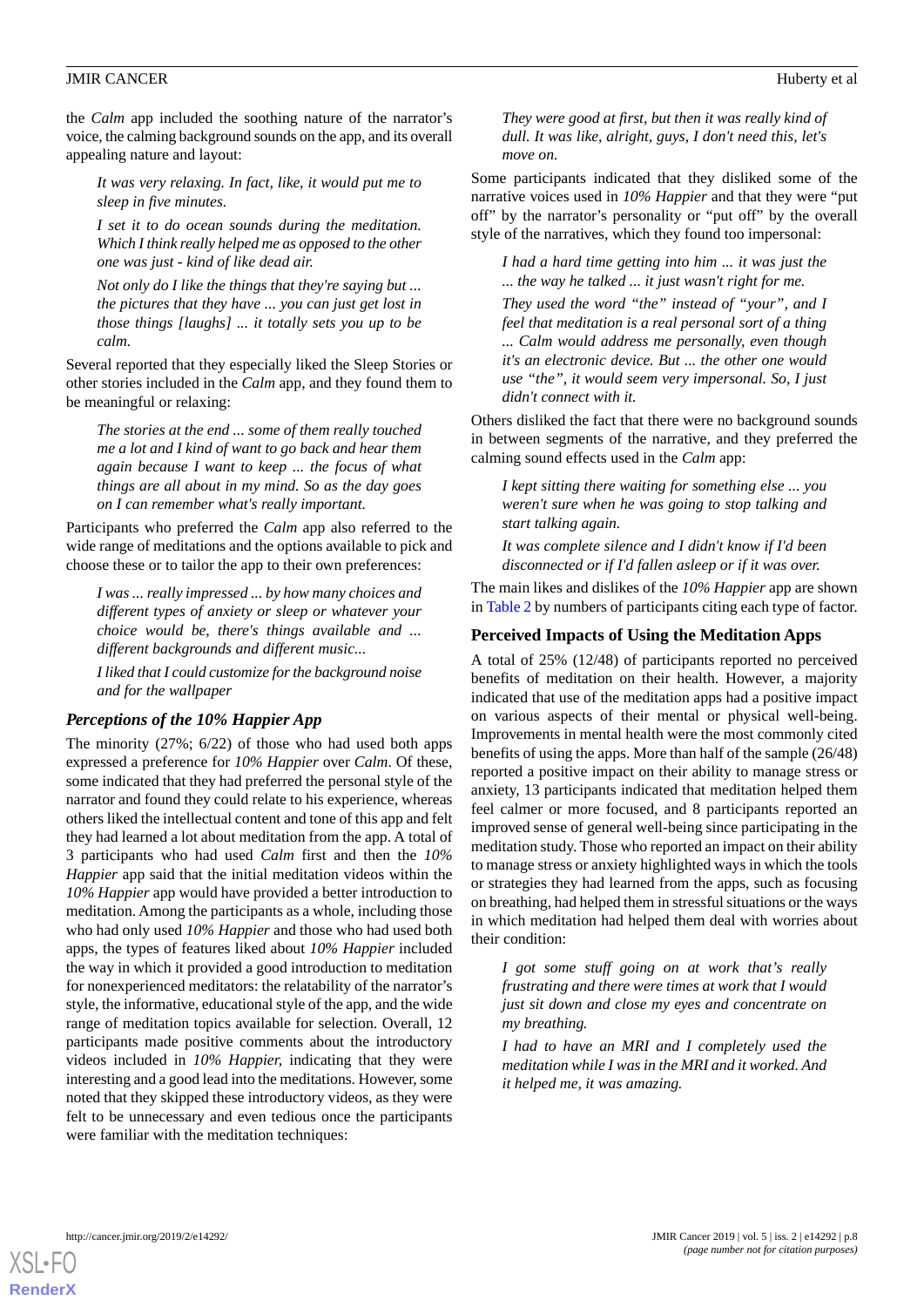the *Calm* app included the soothing nature of the narrator's voice, the calming background sounds on the app, and its overall appealing nature and layout:

> *It was very relaxing. In fact, like, it would put me to sleep in five minutes.*

> *I set it to do ocean sounds during the meditation. Which I think really helped me as opposed to the other one was just - kind of like dead air.*

> *Not only do I like the things that they're saying but ... the pictures that they have ... you can just get lost in those things [laughs] ... it totally sets you up to be calm.*

Several reported that they especially liked the Sleep Stories or other stories included in the *Calm* app, and they found them to be meaningful or relaxing:

> *The stories at the end ... some of them really touched me a lot and I kind of want to go back and hear them again because I want to keep ... the focus of what things are all about in my mind. So as the day goes on I can remember what's really important.*

Participants who preferred the *Calm* app also referred to the wide range of meditations and the options available to pick and choose these or to tailor the app to their own preferences:

> *I was ... really impressed ... by how many choices and different types of anxiety or sleep or whatever your choice would be, there's things available and ... different backgrounds and different music...*

> *I liked that I could customize for the background noise and for the wallpaper*

### *Perceptions of the 10% Happier App*

The minority (27%; 6/22) of those who had used both apps expressed a preference for *10% Happier* over *Calm*. Of these, some indicated that they had preferred the personal style of the narrator and found they could relate to his experience, whereas others liked the intellectual content and tone of this app and felt they had learned a lot about meditation from the app. A total of 3 participants who had used *Calm* first and then the *10% Happier* app said that the initial meditation videos within the *10% Happier* app would have provided a better introduction to meditation. Among the participants as a whole, including those who had only used *10% Happier* and those who had used both apps, the types of features liked about *10% Happier* included the way in which it provided a good introduction to meditation for nonexperienced meditators: the relatability of the narrator's style, the informative, educational style of the app, and the wide range of meditation topics available for selection. Overall, 12 participants made positive comments about the introductory videos included in *10% Happier,* indicating that they were interesting and a good lead into the meditations. However, some noted that they skipped these introductory videos, as they were felt to be unnecessary and even tedious once the participants were familiar with the meditation techniques:

> *They were good at first, but then it was really kind of dull. It was like, alright, guys, I don't need this, let's move on.*

Some participants indicated that they disliked some of the narrative voices used in *10% Happier* and that they were "put off" by the narrator's personality or "put off" by the overall style of the narratives, which they found too impersonal:

> *I had a hard time getting into him ... it was just the ... the way he talked ... it just wasn't right for me.*

> *They used the word "the" instead of "your", and I feel that meditation is a real personal sort of a thing ... Calm would address me personally, even though it's an electronic device. But ... the other one would use "the", it would seem very impersonal. So, I just didn't connect with it.*

Others disliked the fact that there were no background sounds in between segments of the narrative, and they preferred the calming sound effects used in the *Calm* app:

> *I kept sitting there waiting for something else ... you weren't sure when he was going to stop talking and start talking again.*

> *It was complete silence and I didn't know if I'd been disconnected or if I'd fallen asleep or if it was over.*

The main likes and dislikes of the *10% Happier* app are shown in Table 2 by numbers of participants citing each type of factor.

### Perceived Impacts of Using the Meditation Apps

A total of 25% (12/48) of participants reported no perceived benefits of meditation on their health. However, a majority indicated that use of the meditation apps had a positive impact on various aspects of their mental or physical well-being. Improvements in mental health were the most commonly cited benefits of using the apps. More than half of the sample (26/48) reported a positive impact on their ability to manage stress or anxiety, 13 participants indicated that meditation helped them feel calmer or more focused, and 8 participants reported an improved sense of general well-being since participating in the meditation study. Those who reported an impact on their ability to manage stress or anxiety highlighted ways in which the tools or strategies they had learned from the apps, such as focusing on breathing, had helped them in stressful situations or the ways in which meditation had helped them deal with worries about their condition:

> *I got some stuff going on at work that's really frustrating and there were times at work that I would just sit down and close my eyes and concentrate on my breathing.*

> *I had to have an MRI and I completely used the meditation while I was in the MRI and it worked. And it helped me, it was amazing.*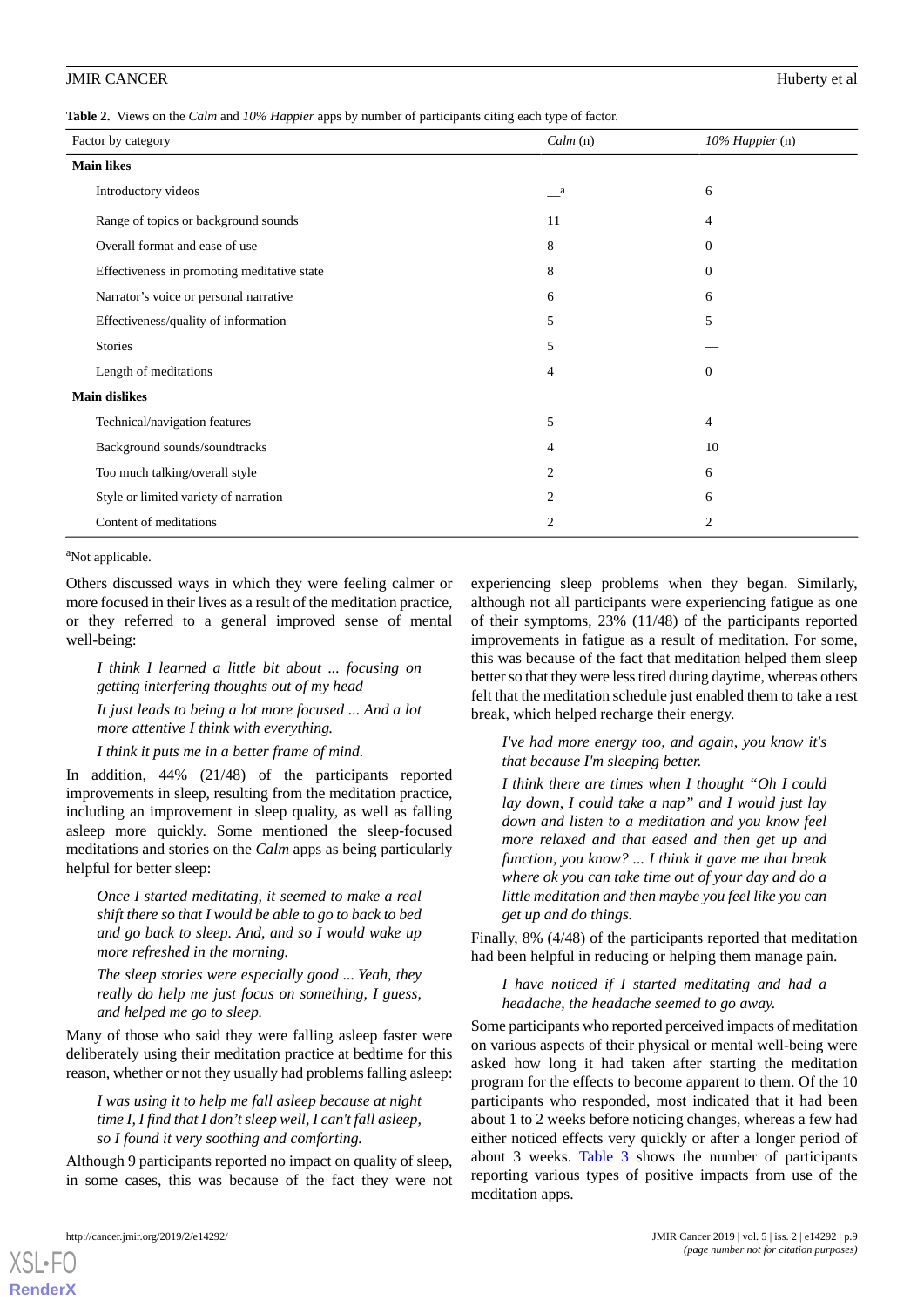**Table 2.** Views on the *Calm* and *10% Happier* apps by number of participants citing each type of factor.

| Factor by category | *Calm* (n) | *10% Happier* (n) |
|---|---|---|
| **Main likes** | | |
| Introductory videos | —[a] | 6 |
| Range of topics or background sounds | 11 | 4 |
| Overall format and ease of use | 8 | 0 |
| Effectiveness in promoting meditative state | 8 | 0 |
| Narrator's voice or personal narrative | 6 | 6 |
| Effectiveness/quality of information | 5 | 5 |
| Stories | 5 | — |
| Length of meditations | 4 | 0 |
| **Main dislikes** | | |
| Technical/navigation features | 5 | 4 |
| Background sounds/soundtracks | 4 | 10 |
| Too much talking/overall style | 2 | 6 |
| Style or limited variety of narration | 2 | 6 |
| Content of meditations | 2 | 2 |

[a]Not applicable.

Others discussed ways in which they were feeling calmer or more focused in their lives as a result of the meditation practice, or they referred to a general improved sense of mental well-being:

> *I think I learned a little bit about ... focusing on getting interfering thoughts out of my head*
>
> *It just leads to being a lot more focused ... And a lot more attentive I think with everything.*
>
> *I think it puts me in a better frame of mind.*

In addition, 44% (21/48) of the participants reported improvements in sleep, resulting from the meditation practice, including an improvement in sleep quality, as well as falling asleep more quickly. Some mentioned the sleep-focused meditations and stories on the *Calm* apps as being particularly helpful for better sleep:

> *Once I started meditating, it seemed to make a real shift there so that I would be able to go to back to bed and go back to sleep. And, and so I would wake up more refreshed in the morning.*
>
> *The sleep stories were especially good ... Yeah, they really do help me just focus on something, I guess, and helped me go to sleep.*

Many of those who said they were falling asleep faster were deliberately using their meditation practice at bedtime for this reason, whether or not they usually had problems falling asleep:

> *I was using it to help me fall asleep because at night time I, I find that I don't sleep well, I can't fall asleep, so I found it very soothing and comforting.*

Although 9 participants reported no impact on quality of sleep, in some cases, this was because of the fact they were not experiencing sleep problems when they began. Similarly, although not all participants were experiencing fatigue as one of their symptoms, 23% (11/48) of the participants reported improvements in fatigue as a result of meditation. For some, this was because of the fact that meditation helped them sleep better so that they were less tired during daytime, whereas others felt that the meditation schedule just enabled them to take a rest break, which helped recharge their energy.

> *I've had more energy too, and again, you know it's that because I'm sleeping better.*
>
> *I think there are times when I thought "Oh I could lay down, I could take a nap" and I would just lay down and listen to a meditation and you know feel more relaxed and that eased and then get up and function, you know? ... I think it gave me that break where ok you can take time out of your day and do a little meditation and then maybe you feel like you can get up and do things.*

Finally, 8% (4/48) of the participants reported that meditation had been helpful in reducing or helping them manage pain.

> *I have noticed if I started meditating and had a headache, the headache seemed to go away.*

Some participants who reported perceived impacts of meditation on various aspects of their physical or mental well-being were asked how long it had taken after starting the meditation program for the effects to become apparent to them. Of the 10 participants who responded, most indicated that it had been about 1 to 2 weeks before noticing changes, whereas a few had either noticed effects very quickly or after a longer period of about 3 weeks. Table 3 shows the number of participants reporting various types of positive impacts from use of the meditation apps.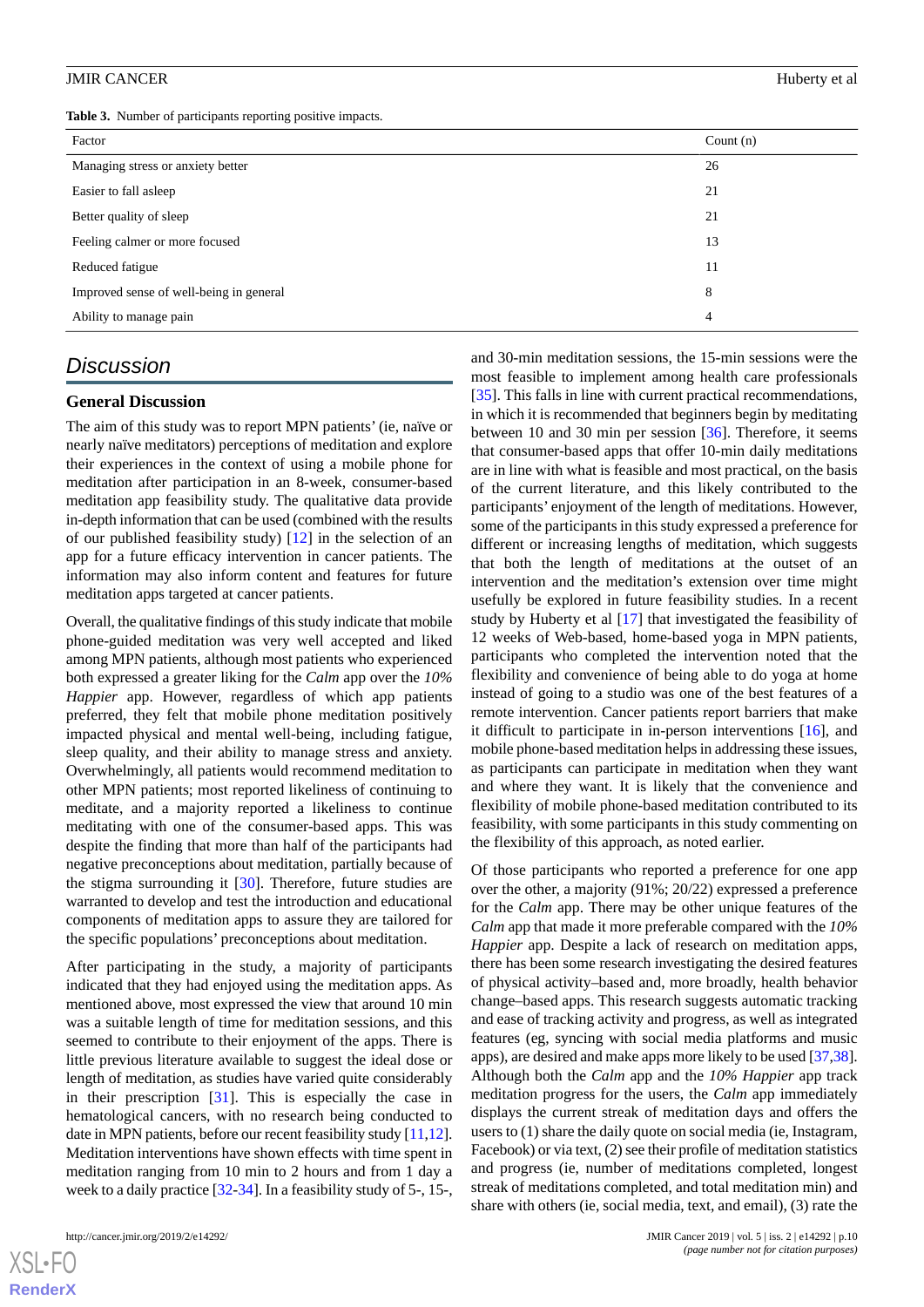**Table 3.** Number of participants reporting positive impacts.

| Factor | Count (n) |
|---|---|
| Managing stress or anxiety better | 26 |
| Easier to fall asleep | 21 |
| Better quality of sleep | 21 |
| Feeling calmer or more focused | 13 |
| Reduced fatigue | 11 |
| Improved sense of well-being in general | 8 |
| Ability to manage pain | 4 |

## Discussion

### General Discussion

The aim of this study was to report MPN patients' (ie, naïve or nearly naïve meditators) perceptions of meditation and explore their experiences in the context of using a mobile phone for meditation after participation in an 8-week, consumer-based meditation app feasibility study. The qualitative data provide in-depth information that can be used (combined with the results of our published feasibility study) [12] in the selection of an app for a future efficacy intervention in cancer patients. The information may also inform content and features for future meditation apps targeted at cancer patients.

Overall, the qualitative findings of this study indicate that mobile phone-guided meditation was very well accepted and liked among MPN patients, although most patients who experienced both expressed a greater liking for the *Calm* app over the *10% Happier* app. However, regardless of which app patients preferred, they felt that mobile phone meditation positively impacted physical and mental well-being, including fatigue, sleep quality, and their ability to manage stress and anxiety. Overwhelmingly, all patients would recommend meditation to other MPN patients; most reported likeliness of continuing to meditate, and a majority reported a likeliness to continue meditating with one of the consumer-based apps. This was despite the finding that more than half of the participants had negative preconceptions about meditation, partially because of the stigma surrounding it [30]. Therefore, future studies are warranted to develop and test the introduction and educational components of meditation apps to assure they are tailored for the specific populations' preconceptions about meditation.

After participating in the study, a majority of participants indicated that they had enjoyed using the meditation apps. As mentioned above, most expressed the view that around 10 min was a suitable length of time for meditation sessions, and this seemed to contribute to their enjoyment of the apps. There is little previous literature available to suggest the ideal dose or length of meditation, as studies have varied quite considerably in their prescription [31]. This is especially the case in hematological cancers, with no research being conducted to date in MPN patients, before our recent feasibility study [11,12]. Meditation interventions have shown effects with time spent in meditation ranging from 10 min to 2 hours and from 1 day a week to a daily practice [32-34]. In a feasibility study of 5-, 15-, and 30-min meditation sessions, the 15-min sessions were the most feasible to implement among health care professionals [35]. This falls in line with current practical recommendations, in which it is recommended that beginners begin by meditating between 10 and 30 min per session [36]. Therefore, it seems that consumer-based apps that offer 10-min daily meditations are in line with what is feasible and most practical, on the basis of the current literature, and this likely contributed to the participants' enjoyment of the length of meditations. However, some of the participants in this study expressed a preference for different or increasing lengths of meditation, which suggests that both the length of meditations at the outset of an intervention and the meditation's extension over time might usefully be explored in future feasibility studies. In a recent study by Huberty et al [17] that investigated the feasibility of 12 weeks of Web-based, home-based yoga in MPN patients, participants who completed the intervention noted that the flexibility and convenience of being able to do yoga at home instead of going to a studio was one of the best features of a remote intervention. Cancer patients report barriers that make it difficult to participate in in-person interventions [16], and mobile phone-based meditation helps in addressing these issues, as participants can participate in meditation when they want and where they want. It is likely that the convenience and flexibility of mobile phone-based meditation contributed to its feasibility, with some participants in this study commenting on the flexibility of this approach, as noted earlier.

Of those participants who reported a preference for one app over the other, a majority (91%; 20/22) expressed a preference for the *Calm* app. There may be other unique features of the *Calm* app that made it more preferable compared with the *10% Happier* app. Despite a lack of research on meditation apps, there has been some research investigating the desired features of physical activity–based and, more broadly, health behavior change–based apps. This research suggests automatic tracking and ease of tracking activity and progress, as well as integrated features (eg, syncing with social media platforms and music apps), are desired and make apps more likely to be used [37,38]. Although both the *Calm* app and the *10% Happier* app track meditation progress for the users, the *Calm* app immediately displays the current streak of meditation days and offers the users to (1) share the daily quote on social media (ie, Instagram, Facebook) or via text, (2) see their profile of meditation statistics and progress (ie, number of meditations completed, longest streak of meditations completed, and total meditation min) and share with others (ie, social media, text, and email), (3) rate the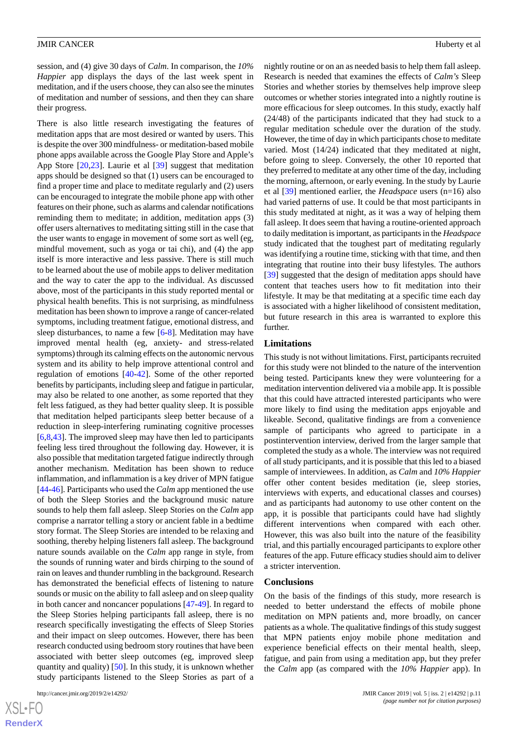session, and (4) give 30 days of *Calm*. In comparison, the *10% Happier* app displays the days of the last week spent in meditation, and if the users choose, they can also see the minutes of meditation and number of sessions, and then they can share their progress.

There is also little research investigating the features of meditation apps that are most desired or wanted by users. This is despite the over 300 mindfulness- or meditation-based mobile phone apps available across the Google Play Store and Apple's App Store [20,23]. Laurie et al [39] suggest that meditation apps should be designed so that (1) users can be encouraged to find a proper time and place to meditate regularly and (2) users can be encouraged to integrate the mobile phone app with other features on their phone, such as alarms and calendar notifications reminding them to meditate; in addition, meditation apps (3) offer users alternatives to meditating sitting still in the case that the user wants to engage in movement of some sort as well (eg, mindful movement, such as yoga or tai chi), and (4) the app itself is more interactive and less passive. There is still much to be learned about the use of mobile apps to deliver meditation and the way to cater the app to the individual. As discussed above, most of the participants in this study reported mental or physical health benefits. This is not surprising, as mindfulness meditation has been shown to improve a range of cancer-related symptoms, including treatment fatigue, emotional distress, and sleep disturbances, to name a few [6-8]. Meditation may have improved mental health (eg, anxiety- and stress-related symptoms) through its calming effects on the autonomic nervous system and its ability to help improve attentional control and regulation of emotions [40-42]. Some of the other reported benefits by participants, including sleep and fatigue in particular, may also be related to one another, as some reported that they felt less fatigued, as they had better quality sleep. It is possible that meditation helped participants sleep better because of a reduction in sleep-interfering ruminating cognitive processes [6,8,43]. The improved sleep may have then led to participants feeling less tired throughout the following day. However, it is also possible that meditation targeted fatigue indirectly through another mechanism. Meditation has been shown to reduce inflammation, and inflammation is a key driver of MPN fatigue [44-46]. Participants who used the *Calm* app mentioned the use of both the Sleep Stories and the background music nature sounds to help them fall asleep. Sleep Stories on the *Calm* app comprise a narrator telling a story or ancient fable in a bedtime story format. The Sleep Stories are intended to be relaxing and soothing, thereby helping listeners fall asleep. The background nature sounds available on the *Calm* app range in style, from the sounds of running water and birds chirping to the sound of rain on leaves and thunder rumbling in the background. Research has demonstrated the beneficial effects of listening to nature sounds or music on the ability to fall asleep and on sleep quality in both cancer and noncancer populations [47-49]. In regard to the Sleep Stories helping participants fall asleep, there is no research specifically investigating the effects of Sleep Stories and their impact on sleep outcomes. However, there has been research conducted using bedroom story routines that have been associated with better sleep outcomes (eg, improved sleep quantity and quality) [50]. In this study, it is unknown whether study participants listened to the Sleep Stories as part of a nightly routine or on an as needed basis to help them fall asleep. Research is needed that examines the effects of *Calm's* Sleep Stories and whether stories by themselves help improve sleep outcomes or whether stories integrated into a nightly routine is more efficacious for sleep outcomes. In this study, exactly half (24/48) of the participants indicated that they had stuck to a regular meditation schedule over the duration of the study. However, the time of day in which participants chose to meditate varied. Most (14/24) indicated that they meditated at night, before going to sleep. Conversely, the other 10 reported that they preferred to meditate at any other time of the day, including the morning, afternoon, or early evening. In the study by Laurie et al [39] mentioned earlier, the *Headspace* users (n=16) also had varied patterns of use. It could be that most participants in this study meditated at night, as it was a way of helping them fall asleep. It does seem that having a routine-oriented approach to daily meditation is important, as participants in the *Headspace* study indicated that the toughest part of meditating regularly was identifying a routine time, sticking with that time, and then integrating that routine into their busy lifestyles. The authors [39] suggested that the design of meditation apps should have content that teaches users how to fit meditation into their lifestyle. It may be that meditating at a specific time each day is associated with a higher likelihood of consistent meditation, but future research in this area is warranted to explore this further.

## Limitations

This study is not without limitations. First, participants recruited for this study were not blinded to the nature of the intervention being tested. Participants knew they were volunteering for a meditation intervention delivered via a mobile app. It is possible that this could have attracted interested participants who were more likely to find using the meditation apps enjoyable and likeable. Second, qualitative findings are from a convenience sample of participants who agreed to participate in a postintervention interview, derived from the larger sample that completed the study as a whole. The interview was not required of all study participants, and it is possible that this led to a biased sample of interviewees. In addition, as *Calm* and *10% Happier* offer other content besides meditation (ie, sleep stories, interviews with experts, and educational classes and courses) and as participants had autonomy to use other content on the app, it is possible that participants could have had slightly different interventions when compared with each other. However, this was also built into the nature of the feasibility trial, and this partially encouraged participants to explore other features of the app. Future efficacy studies should aim to deliver a stricter intervention.

## Conclusions

On the basis of the findings of this study, more research is needed to better understand the effects of mobile phone meditation on MPN patients and, more broadly, on cancer patients as a whole. The qualitative findings of this study suggest that MPN patients enjoy mobile phone meditation and experience beneficial effects on their mental health, sleep, fatigue, and pain from using a meditation app, but they prefer the *Calm* app (as compared with the *10% Happier* app). In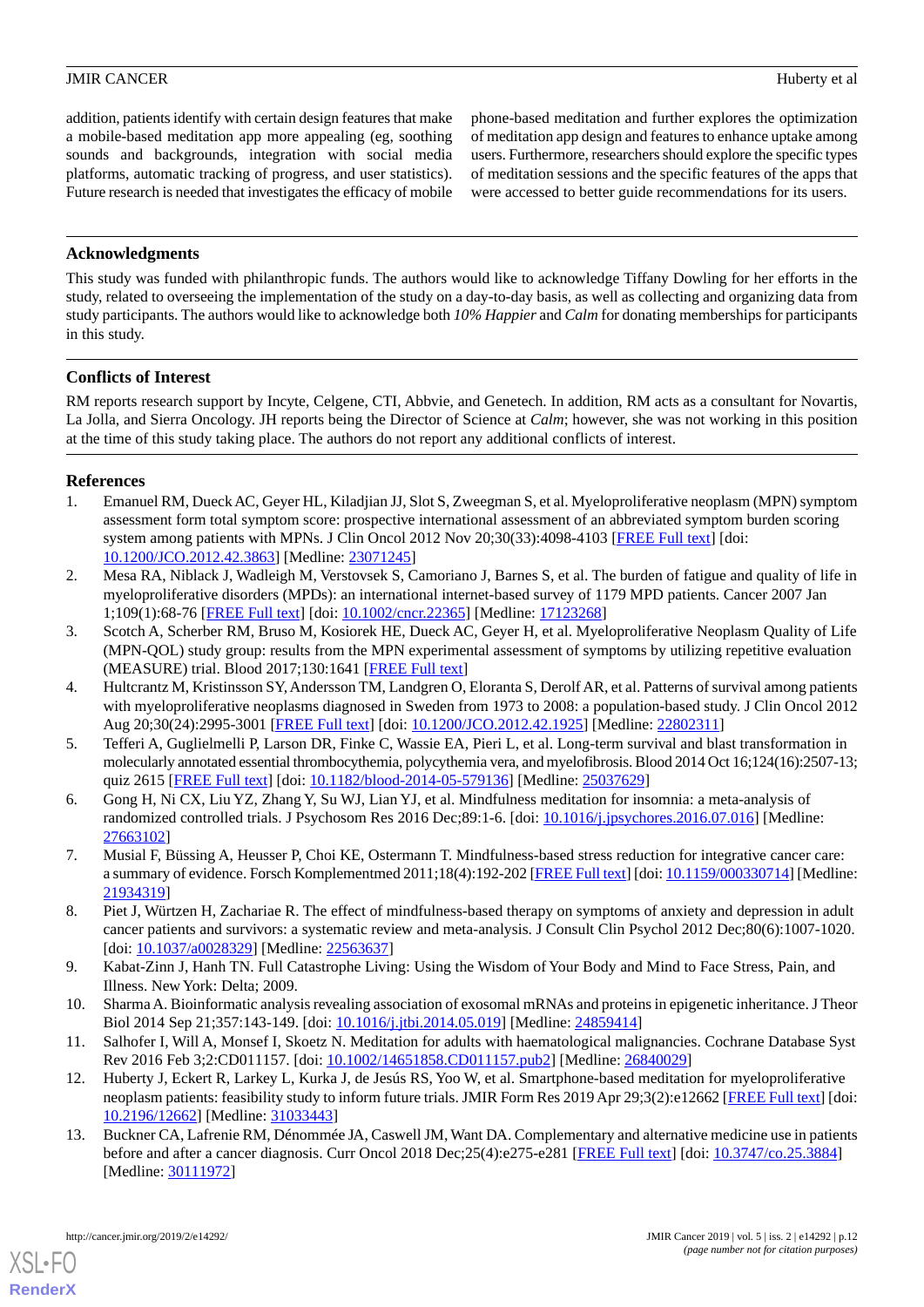addition, patients identify with certain design features that make a mobile-based meditation app more appealing (eg, soothing sounds and backgrounds, integration with social media platforms, automatic tracking of progress, and user statistics). Future research is needed that investigates the efficacy of mobile phone-based meditation and further explores the optimization of meditation app design and features to enhance uptake among users. Furthermore, researchers should explore the specific types of meditation sessions and the specific features of the apps that were accessed to better guide recommendations for its users.

## Acknowledgments

This study was funded with philanthropic funds. The authors would like to acknowledge Tiffany Dowling for her efforts in the study, related to overseeing the implementation of the study on a day-to-day basis, as well as collecting and organizing data from study participants. The authors would like to acknowledge both *10% Happier* and *Calm* for donating memberships for participants in this study.

## Conflicts of Interest

RM reports research support by Incyte, Celgene, CTI, Abbvie, and Genetech. In addition, RM acts as a consultant for Novartis, La Jolla, and Sierra Oncology. JH reports being the Director of Science at *Calm*; however, she was not working in this position at the time of this study taking place. The authors do not report any additional conflicts of interest.

## References

1. Emanuel RM, Dueck AC, Geyer HL, Kiladjian JJ, Slot S, Zweegman S, et al. Myeloproliferative neoplasm (MPN) symptom assessment form total symptom score: prospective international assessment of an abbreviated symptom burden scoring system among patients with MPNs. J Clin Oncol 2012 Nov 20;30(33):4098-4103 [FREE Full text] [doi: 10.1200/JCO.2012.42.3863] [Medline: 23071245]
2. Mesa RA, Niblack J, Wadleigh M, Verstovsek S, Camoriano J, Barnes S, et al. The burden of fatigue and quality of life in myeloproliferative disorders (MPDs): an international internet-based survey of 1179 MPD patients. Cancer 2007 Jan 1;109(1):68-76 [FREE Full text] [doi: 10.1002/cncr.22365] [Medline: 17123268]
3. Scotch A, Scherber RM, Bruso M, Kosiorek HE, Dueck AC, Geyer H, et al. Myeloproliferative Neoplasm Quality of Life (MPN-QOL) study group: results from the MPN experimental assessment of symptoms by utilizing repetitive evaluation (MEASURE) trial. Blood 2017;130:1641 [FREE Full text]
4. Hultcrantz M, Kristinsson SY, Andersson TM, Landgren O, Eloranta S, Derolf AR, et al. Patterns of survival among patients with myeloproliferative neoplasms diagnosed in Sweden from 1973 to 2008: a population-based study. J Clin Oncol 2012 Aug 20;30(24):2995-3001 [FREE Full text] [doi: 10.1200/JCO.2012.42.1925] [Medline: 22802311]
5. Tefferi A, Guglielmelli P, Larson DR, Finke C, Wassie EA, Pieri L, et al. Long-term survival and blast transformation in molecularly annotated essential thrombocythemia, polycythemia vera, and myelofibrosis. Blood 2014 Oct 16;124(16):2507-13; quiz 2615 [FREE Full text] [doi: 10.1182/blood-2014-05-579136] [Medline: 25037629]
6. Gong H, Ni CX, Liu YZ, Zhang Y, Su WJ, Lian YJ, et al. Mindfulness meditation for insomnia: a meta-analysis of randomized controlled trials. J Psychosom Res 2016 Dec;89:1-6. [doi: 10.1016/j.jpsychores.2016.07.016] [Medline: 27663102]
7. Musial F, Büssing A, Heusser P, Choi KE, Ostermann T. Mindfulness-based stress reduction for integrative cancer care: a summary of evidence. Forsch Komplementmed 2011;18(4):192-202 [FREE Full text] [doi: 10.1159/000330714] [Medline: 21934319]
8. Piet J, Würtzen H, Zachariae R. The effect of mindfulness-based therapy on symptoms of anxiety and depression in adult cancer patients and survivors: a systematic review and meta-analysis. J Consult Clin Psychol 2012 Dec;80(6):1007-1020. [doi: 10.1037/a0028329] [Medline: 22563637]
9. Kabat-Zinn J, Hanh TN. Full Catastrophe Living: Using the Wisdom of Your Body and Mind to Face Stress, Pain, and Illness. New York: Delta; 2009.
10. Sharma A. Bioinformatic analysis revealing association of exosomal mRNAs and proteins in epigenetic inheritance. J Theor Biol 2014 Sep 21;357:143-149. [doi: 10.1016/j.jtbi.2014.05.019] [Medline: 24859414]
11. Salhofer I, Will A, Monsef I, Skoetz N. Meditation for adults with haematological malignancies. Cochrane Database Syst Rev 2016 Feb 3;2:CD011157. [doi: 10.1002/14651858.CD011157.pub2] [Medline: 26840029]
12. Huberty J, Eckert R, Larkey L, Kurka J, de Jesús RS, Yoo W, et al. Smartphone-based meditation for myeloproliferative neoplasm patients: feasibility study to inform future trials. JMIR Form Res 2019 Apr 29;3(2):e12662 [FREE Full text] [doi: 10.2196/12662] [Medline: 31033443]
13. Buckner CA, Lafrenie RM, Dénommée JA, Caswell JM, Want DA. Complementary and alternative medicine use in patients before and after a cancer diagnosis. Curr Oncol 2018 Dec;25(4):e275-e281 [FREE Full text] [doi: 10.3747/co.25.3884] [Medline: 30111972]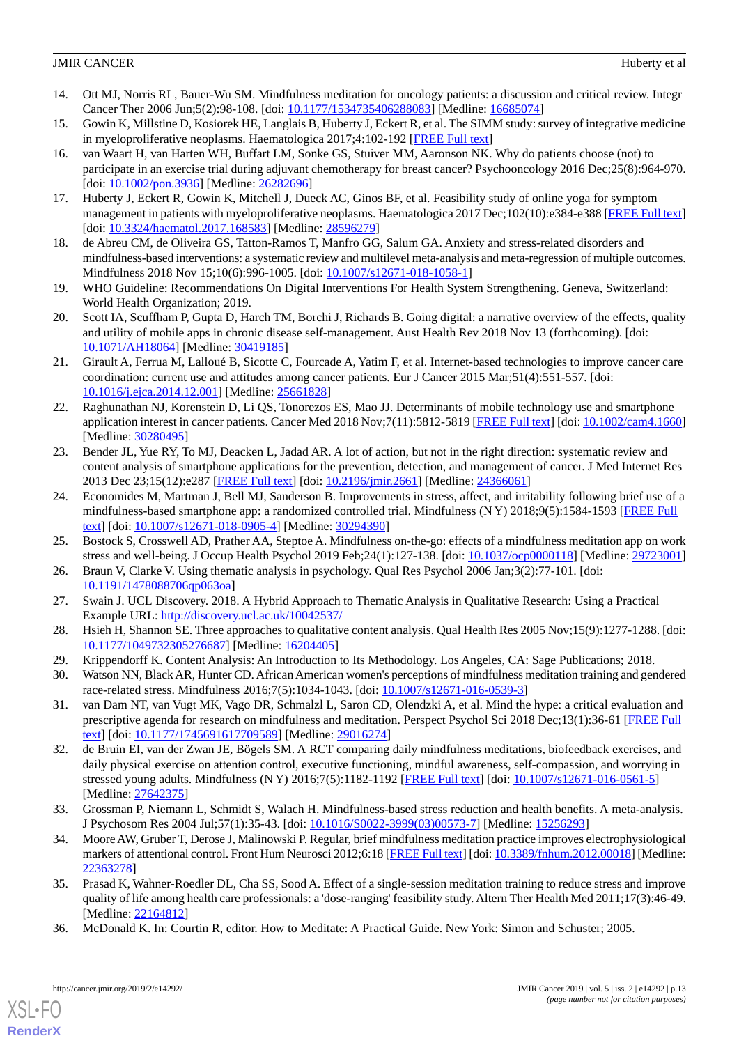14. Ott MJ, Norris RL, Bauer-Wu SM. Mindfulness meditation for oncology patients: a discussion and critical review. Integr Cancer Ther 2006 Jun;5(2):98-108. [doi: 10.1177/1534735406288083] [Medline: 16685074]
15. Gowin K, Millstine D, Kosiorek HE, Langlais B, Huberty J, Eckert R, et al. The SIMM study: survey of integrative medicine in myeloproliferative neoplasms. Haematologica 2017;4:102-192 [FREE Full text]
16. van Waart H, van Harten WH, Buffart LM, Sonke GS, Stuiver MM, Aaronson NK. Why do patients choose (not) to participate in an exercise trial during adjuvant chemotherapy for breast cancer? Psychooncology 2016 Dec;25(8):964-970. [doi: 10.1002/pon.3936] [Medline: 26282696]
17. Huberty J, Eckert R, Gowin K, Mitchell J, Dueck AC, Ginos BF, et al. Feasibility study of online yoga for symptom management in patients with myeloproliferative neoplasms. Haematologica 2017 Dec;102(10):e384-e388 [FREE Full text] [doi: 10.3324/haematol.2017.168583] [Medline: 28596279]
18. de Abreu CM, de Oliveira GS, Tatton-Ramos T, Manfro GG, Salum GA. Anxiety and stress-related disorders and mindfulness-based interventions: a systematic review and multilevel meta-analysis and meta-regression of multiple outcomes. Mindfulness 2018 Nov 15;10(6):996-1005. [doi: 10.1007/s12671-018-1058-1]
19. WHO Guideline: Recommendations On Digital Interventions For Health System Strengthening. Geneva, Switzerland: World Health Organization; 2019.
20. Scott IA, Scuffham P, Gupta D, Harch TM, Borchi J, Richards B. Going digital: a narrative overview of the effects, quality and utility of mobile apps in chronic disease self-management. Aust Health Rev 2018 Nov 13 (forthcoming). [doi: 10.1071/AH18064] [Medline: 30419185]
21. Girault A, Ferrua M, Lalloué B, Sicotte C, Fourcade A, Yatim F, et al. Internet-based technologies to improve cancer care coordination: current use and attitudes among cancer patients. Eur J Cancer 2015 Mar;51(4):551-557. [doi: 10.1016/j.ejca.2014.12.001] [Medline: 25661828]
22. Raghunathan NJ, Korenstein D, Li QS, Tonorezos ES, Mao JJ. Determinants of mobile technology use and smartphone application interest in cancer patients. Cancer Med 2018 Nov;7(11):5812-5819 [FREE Full text] [doi: 10.1002/cam4.1660] [Medline: 30280495]
23. Bender JL, Yue RY, To MJ, Deacken L, Jadad AR. A lot of action, but not in the right direction: systematic review and content analysis of smartphone applications for the prevention, detection, and management of cancer. J Med Internet Res 2013 Dec 23;15(12):e287 [FREE Full text] [doi: 10.2196/jmir.2661] [Medline: 24366061]
24. Economides M, Martman J, Bell MJ, Sanderson B. Improvements in stress, affect, and irritability following brief use of a mindfulness-based smartphone app: a randomized controlled trial. Mindfulness (N Y) 2018;9(5):1584-1593 [FREE Full text] [doi: 10.1007/s12671-018-0905-4] [Medline: 30294390]
25. Bostock S, Crosswell AD, Prather AA, Steptoe A. Mindfulness on-the-go: effects of a mindfulness meditation app on work stress and well-being. J Occup Health Psychol 2019 Feb;24(1):127-138. [doi: 10.1037/ocp0000118] [Medline: 29723001]
26. Braun V, Clarke V. Using thematic analysis in psychology. Qual Res Psychol 2006 Jan;3(2):77-101. [doi: 10.1191/1478088706qp063oa]
27. Swain J. UCL Discovery. 2018. A Hybrid Approach to Thematic Analysis in Qualitative Research: Using a Practical Example URL: http://discovery.ucl.ac.uk/10042537/
28. Hsieh H, Shannon SE. Three approaches to qualitative content analysis. Qual Health Res 2005 Nov;15(9):1277-1288. [doi: 10.1177/1049732305276687] [Medline: 16204405]
29. Krippendorff K. Content Analysis: An Introduction to Its Methodology. Los Angeles, CA: Sage Publications; 2018.
30. Watson NN, Black AR, Hunter CD. African American women's perceptions of mindfulness meditation training and gendered race-related stress. Mindfulness 2016;7(5):1034-1043. [doi: 10.1007/s12671-016-0539-3]
31. van Dam NT, van Vugt MK, Vago DR, Schmalzl L, Saron CD, Olendzki A, et al. Mind the hype: a critical evaluation and prescriptive agenda for research on mindfulness and meditation. Perspect Psychol Sci 2018 Dec;13(1):36-61 [FREE Full text] [doi: 10.1177/1745691617709589] [Medline: 29016274]
32. de Bruin EI, van der Zwan JE, Bögels SM. A RCT comparing daily mindfulness meditations, biofeedback exercises, and daily physical exercise on attention control, executive functioning, mindful awareness, self-compassion, and worrying in stressed young adults. Mindfulness (N Y) 2016;7(5):1182-1192 [FREE Full text] [doi: 10.1007/s12671-016-0561-5] [Medline: 27642375]
33. Grossman P, Niemann L, Schmidt S, Walach H. Mindfulness-based stress reduction and health benefits. A meta-analysis. J Psychosom Res 2004 Jul;57(1):35-43. [doi: 10.1016/S0022-3999(03)00573-7] [Medline: 15256293]
34. Moore AW, Gruber T, Derose J, Malinowski P. Regular, brief mindfulness meditation practice improves electrophysiological markers of attentional control. Front Hum Neurosci 2012;6:18 [FREE Full text] [doi: 10.3389/fnhum.2012.00018] [Medline: 22363278]
35. Prasad K, Wahner-Roedler DL, Cha SS, Sood A. Effect of a single-session meditation training to reduce stress and improve quality of life among health care professionals: a 'dose-ranging' feasibility study. Altern Ther Health Med 2011;17(3):46-49. [Medline: 22164812]
36. McDonald K. In: Courtin R, editor. How to Meditate: A Practical Guide. New York: Simon and Schuster; 2005.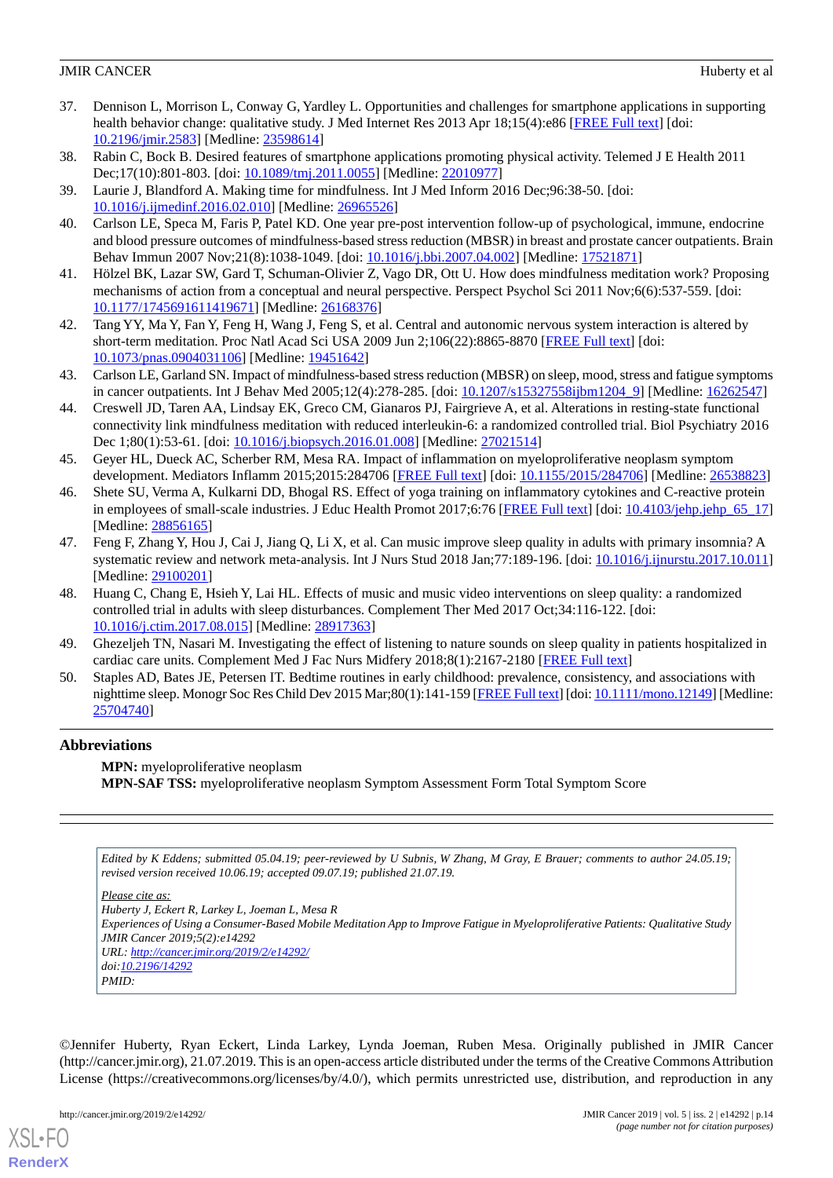37. Dennison L, Morrison L, Conway G, Yardley L. Opportunities and challenges for smartphone applications in supporting health behavior change: qualitative study. J Med Internet Res 2013 Apr 18;15(4):e86 [FREE Full text] [doi: 10.2196/jmir.2583] [Medline: 23598614]
38. Rabin C, Bock B. Desired features of smartphone applications promoting physical activity. Telemed J E Health 2011 Dec;17(10):801-803. [doi: 10.1089/tmj.2011.0055] [Medline: 22010977]
39. Laurie J, Blandford A. Making time for mindfulness. Int J Med Inform 2016 Dec;96:38-50. [doi: 10.1016/j.ijmedinf.2016.02.010] [Medline: 26965526]
40. Carlson LE, Speca M, Faris P, Patel KD. One year pre-post intervention follow-up of psychological, immune, endocrine and blood pressure outcomes of mindfulness-based stress reduction (MBSR) in breast and prostate cancer outpatients. Brain Behav Immun 2007 Nov;21(8):1038-1049. [doi: 10.1016/j.bbi.2007.04.002] [Medline: 17521871]
41. Hölzel BK, Lazar SW, Gard T, Schuman-Olivier Z, Vago DR, Ott U. How does mindfulness meditation work? Proposing mechanisms of action from a conceptual and neural perspective. Perspect Psychol Sci 2011 Nov;6(6):537-559. [doi: 10.1177/1745691611419671] [Medline: 26168376]
42. Tang YY, Ma Y, Fan Y, Feng H, Wang J, Feng S, et al. Central and autonomic nervous system interaction is altered by short-term meditation. Proc Natl Acad Sci USA 2009 Jun 2;106(22):8865-8870 [FREE Full text] [doi: 10.1073/pnas.0904031106] [Medline: 19451642]
43. Carlson LE, Garland SN. Impact of mindfulness-based stress reduction (MBSR) on sleep, mood, stress and fatigue symptoms in cancer outpatients. Int J Behav Med 2005;12(4):278-285. [doi: 10.1207/s15327558ijbm1204_9] [Medline: 16262547]
44. Creswell JD, Taren AA, Lindsay EK, Greco CM, Gianaros PJ, Fairgrieve A, et al. Alterations in resting-state functional connectivity link mindfulness meditation with reduced interleukin-6: a randomized controlled trial. Biol Psychiatry 2016 Dec 1;80(1):53-61. [doi: 10.1016/j.biopsych.2016.01.008] [Medline: 27021514]
45. Geyer HL, Dueck AC, Scherber RM, Mesa RA. Impact of inflammation on myeloproliferative neoplasm symptom development. Mediators Inflamm 2015;2015:284706 [FREE Full text] [doi: 10.1155/2015/284706] [Medline: 26538823]
46. Shete SU, Verma A, Kulkarni DD, Bhogal RS. Effect of yoga training on inflammatory cytokines and C-reactive protein in employees of small-scale industries. J Educ Health Promot 2017;6:76 [FREE Full text] [doi: 10.4103/jehp.jehp_65_17] [Medline: 28856165]
47. Feng F, Zhang Y, Hou J, Cai J, Jiang Q, Li X, et al. Can music improve sleep quality in adults with primary insomnia? A systematic review and network meta-analysis. Int J Nurs Stud 2018 Jan;77:189-196. [doi: 10.1016/j.ijnurstu.2017.10.011] [Medline: 29100201]
48. Huang C, Chang E, Hsieh Y, Lai HL. Effects of music and music video interventions on sleep quality: a randomized controlled trial in adults with sleep disturbances. Complement Ther Med 2017 Oct;34:116-122. [doi: 10.1016/j.ctim.2017.08.015] [Medline: 28917363]
49. Ghezeljeh TN, Nasari M. Investigating the effect of listening to nature sounds on sleep quality in patients hospitalized in cardiac care units. Complement Med J Fac Nurs Midfery 2018;8(1):2167-2180 [FREE Full text]
50. Staples AD, Bates JE, Petersen IT. Bedtime routines in early childhood: prevalence, consistency, and associations with nighttime sleep. Monogr Soc Res Child Dev 2015 Mar;80(1):141-159 [FREE Full text] [doi: 10.1111/mono.12149] [Medline: 25704740]

## Abbreviations

**MPN:** myeloproliferative neoplasm
**MPN-SAF TSS:** myeloproliferative neoplasm Symptom Assessment Form Total Symptom Score

*Edited by K Eddens; submitted 05.04.19; peer-reviewed by U Subnis, W Zhang, M Gray, E Brauer; comments to author 24.05.19; revised version received 10.06.19; accepted 09.07.19; published 21.07.19.*

*Please cite as:*
*Huberty J, Eckert R, Larkey L, Joeman L, Mesa R*
*Experiences of Using a Consumer-Based Mobile Meditation App to Improve Fatigue in Myeloproliferative Patients: Qualitative Study*
*JMIR Cancer 2019;5(2):e14292*
*URL: http://cancer.jmir.org/2019/2/e14292/*
*doi:10.2196/14292*
*PMID:*

©Jennifer Huberty, Ryan Eckert, Linda Larkey, Lynda Joeman, Ruben Mesa. Originally published in JMIR Cancer (http://cancer.jmir.org), 21.07.2019. This is an open-access article distributed under the terms of the Creative Commons Attribution License (https://creativecommons.org/licenses/by/4.0/), which permits unrestricted use, distribution, and reproduction in any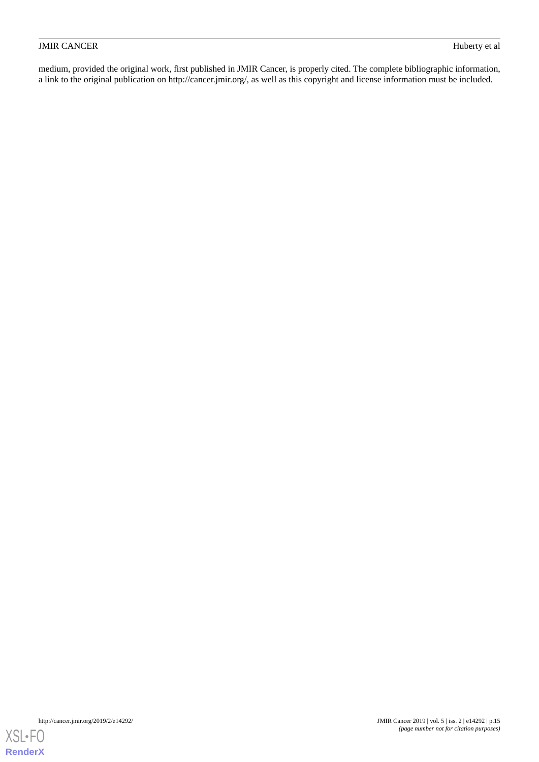medium, provided the original work, first published in JMIR Cancer, is properly cited. The complete bibliographic information, a link to the original publication on http://cancer.jmir.org/, as well as this copyright and license information must be included.